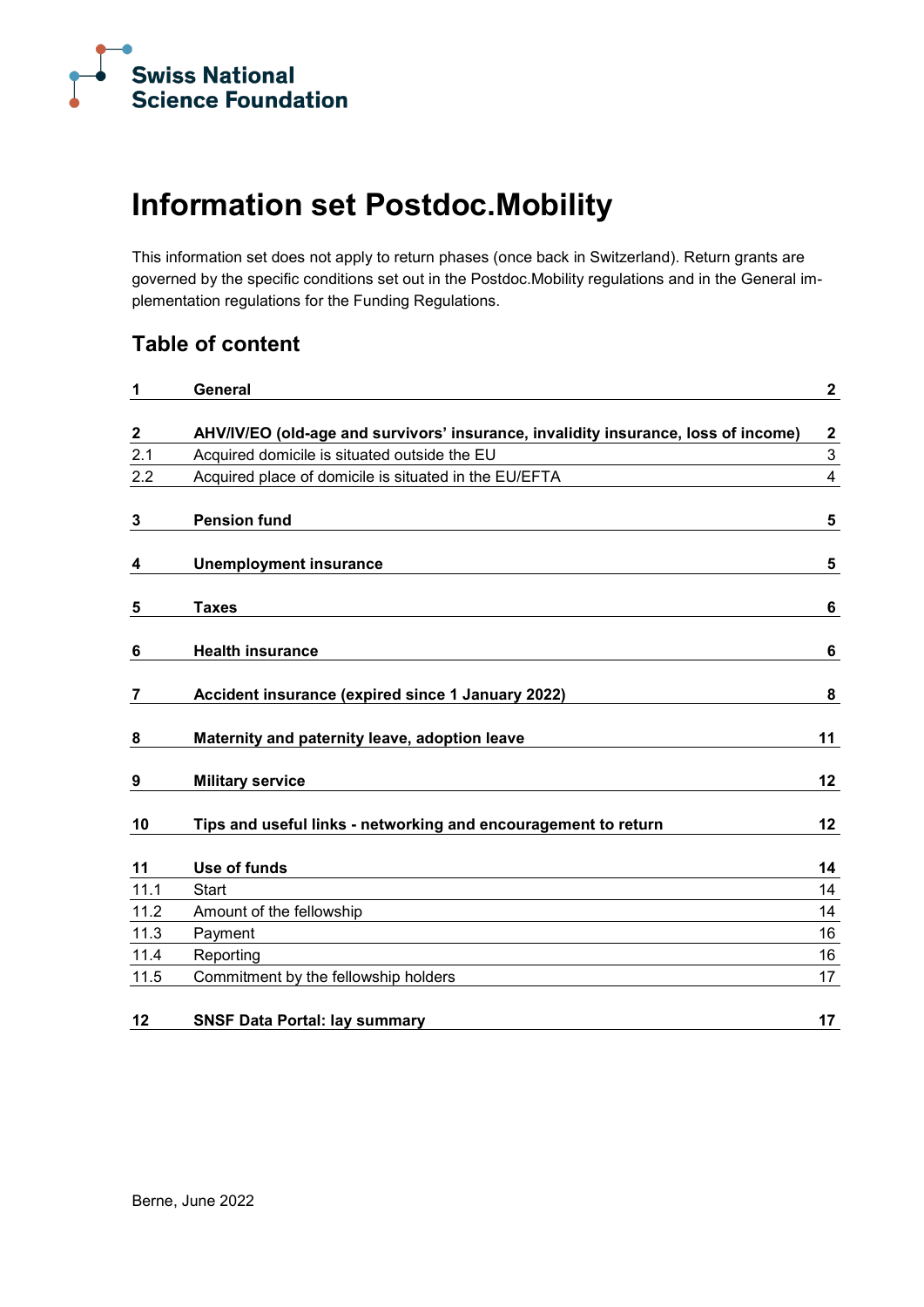Swiss National Science Foundation

# Information set Postdoc.Mobility

This information set does not apply to return phases (once back in Switzerland). Return grants are governed by the specific conditions set out in the Postdoc.Mobility regulations and in the General implementation regulations for the Funding Regulations.

## Table of content

| | | |
|---|---|---|
| **1** | **General** | **2** |
| **2** | **AHV/IV/EO (old-age and survivors' insurance, invalidity insurance, loss of income)** | **2** |
| 2.1 | Acquired domicile is situated outside the EU | 3 |
| 2.2 | Acquired place of domicile is situated in the EU/EFTA | 4 |
| **3** | **Pension fund** | **5** |
| **4** | **Unemployment insurance** | **5** |
| **5** | **Taxes** | **6** |
| **6** | **Health insurance** | **6** |
| **7** | **Accident insurance (expired since 1 January 2022)** | **8** |
| **8** | **Maternity and paternity leave, adoption leave** | **11** |
| **9** | **Military service** | **12** |
| **10** | **Tips and useful links - networking and encouragement to return** | **12** |
| **11** | **Use of funds** | **14** |
| 11.1 | Start | 14 |
| 11.2 | Amount of the fellowship | 14 |
| 11.3 | Payment | 16 |
| 11.4 | Reporting | 16 |
| 11.5 | Commitment by the fellowship holders | 17 |
| **12** | **SNSF Data Portal: lay summary** | **17** |

Berne, June 2022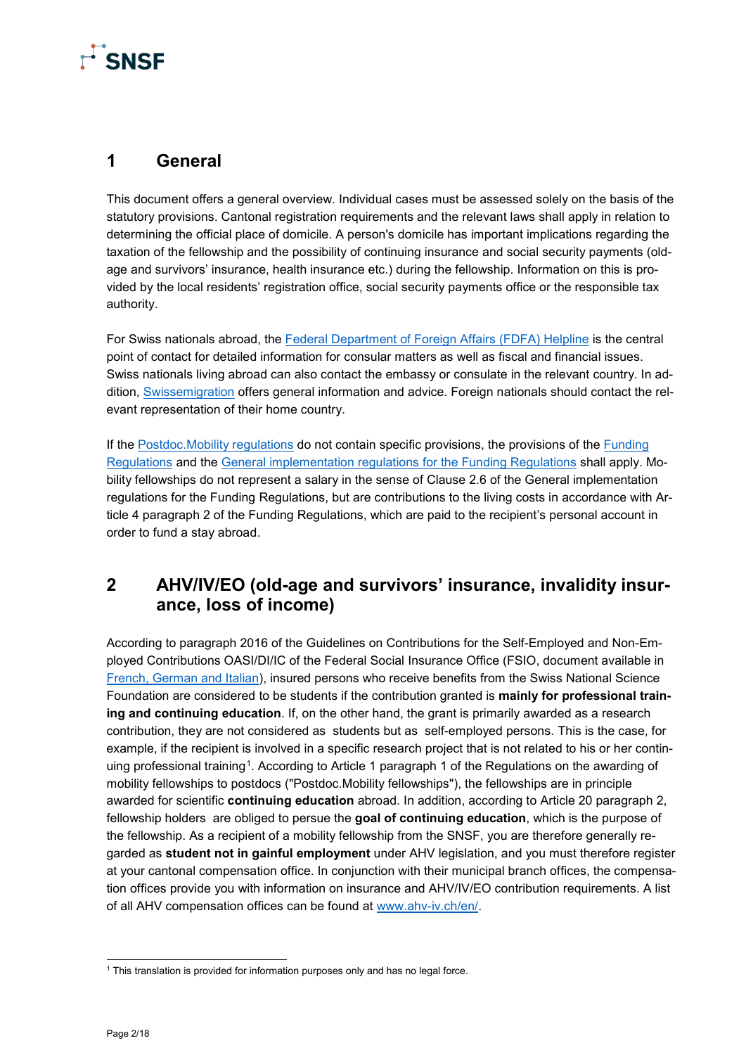# 1 General

This document offers a general overview. Individual cases must be assessed solely on the basis of the statutory provisions. Cantonal registration requirements and the relevant laws shall apply in relation to determining the official place of domicile. A person's domicile has important implications regarding the taxation of the fellowship and the possibility of continuing insurance and social security payments (old-age and survivors' insurance, health insurance etc.) during the fellowship. Information on this is provided by the local residents' registration office, social security payments office or the responsible tax authority.

For Swiss nationals abroad, the Federal Department of Foreign Affairs (FDFA) Helpline is the central point of contact for detailed information for consular matters as well as fiscal and financial issues. Swiss nationals living abroad can also contact the embassy or consulate in the relevant country. In addition, Swissemigration offers general information and advice. Foreign nationals should contact the relevant representation of their home country.

If the Postdoc.Mobility regulations do not contain specific provisions, the provisions of the Funding Regulations and the General implementation regulations for the Funding Regulations shall apply. Mobility fellowships do not represent a salary in the sense of Clause 2.6 of the General implementation regulations for the Funding Regulations, but are contributions to the living costs in accordance with Article 4 paragraph 2 of the Funding Regulations, which are paid to the recipient's personal account in order to fund a stay abroad.

# 2 AHV/IV/EO (old-age and survivors' insurance, invalidity insurance, loss of income)

According to paragraph 2016 of the Guidelines on Contributions for the Self-Employed and Non-Employed Contributions OASI/DI/IC of the Federal Social Insurance Office (FSIO, document available in French, German and Italian), insured persons who receive benefits from the Swiss National Science Foundation are considered to be students if the contribution granted is **mainly for professional training and continuing education**. If, on the other hand, the grant is primarily awarded as a research contribution, they are not considered as students but as self-employed persons. This is the case, for example, if the recipient is involved in a specific research project that is not related to his or her continuing professional training[1]. According to Article 1 paragraph 1 of the Regulations on the awarding of mobility fellowships to postdocs ("Postdoc.Mobility fellowships"), the fellowships are in principle awarded for scientific **continuing education** abroad. In addition, according to Article 20 paragraph 2, fellowship holders are obliged to persue the **goal of continuing education**, which is the purpose of the fellowship. As a recipient of a mobility fellowship from the SNSF, you are therefore generally regarded as **student not in gainful employment** under AHV legislation, and you must therefore register at your cantonal compensation office. In conjunction with their municipal branch offices, the compensation offices provide you with information on insurance and AHV/IV/EO contribution requirements. A list of all AHV compensation offices can be found at www.ahv-iv.ch/en/.

[1] This translation is provided for information purposes only and has no legal force.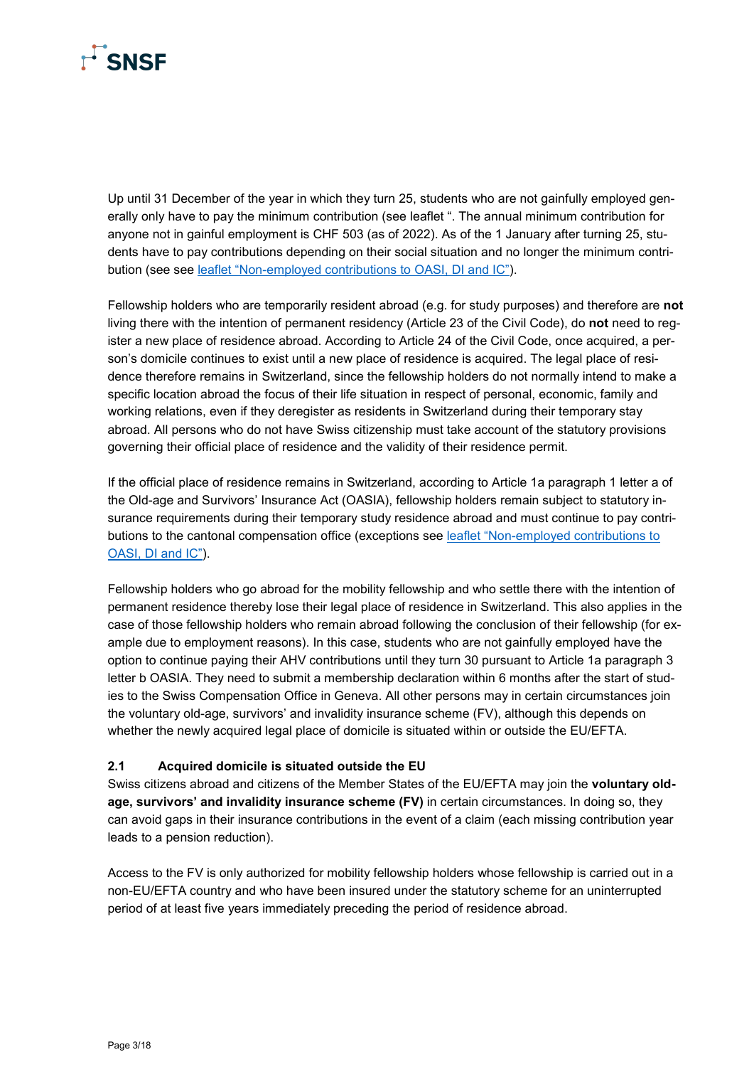Up until 31 December of the year in which they turn 25, students who are not gainfully employed generally only have to pay the minimum contribution (see leaflet ". The annual minimum contribution for anyone not in gainful employment is CHF 503 (as of 2022). As of the 1 January after turning 25, students have to pay contributions depending on their social situation and no longer the minimum contribution (see see [leaflet "Non-employed contributions to OASI, DI and IC"]).

Fellowship holders who are temporarily resident abroad (e.g. for study purposes) and therefore are **not** living there with the intention of permanent residency (Article 23 of the Civil Code), do **not** need to register a new place of residence abroad. According to Article 24 of the Civil Code, once acquired, a person's domicile continues to exist until a new place of residence is acquired. The legal place of residence therefore remains in Switzerland, since the fellowship holders do not normally intend to make a specific location abroad the focus of their life situation in respect of personal, economic, family and working relations, even if they deregister as residents in Switzerland during their temporary stay abroad. All persons who do not have Swiss citizenship must take account of the statutory provisions governing their official place of residence and the validity of their residence permit.

If the official place of residence remains in Switzerland, according to Article 1a paragraph 1 letter a of the Old-age and Survivors' Insurance Act (OASIA), fellowship holders remain subject to statutory insurance requirements during their temporary study residence abroad and must continue to pay contributions to the cantonal compensation office (exceptions see [leaflet "Non-employed contributions to OASI, DI and IC"]).

Fellowship holders who go abroad for the mobility fellowship and who settle there with the intention of permanent residence thereby lose their legal place of residence in Switzerland. This also applies in the case of those fellowship holders who remain abroad following the conclusion of their fellowship (for example due to employment reasons). In this case, students who are not gainfully employed have the option to continue paying their AHV contributions until they turn 30 pursuant to Article 1a paragraph 3 letter b OASIA. They need to submit a membership declaration within 6 months after the start of studies to the Swiss Compensation Office in Geneva. All other persons may in certain circumstances join the voluntary old-age, survivors' and invalidity insurance scheme (FV), although this depends on whether the newly acquired legal place of domicile is situated within or outside the EU/EFTA.

### 2.1 Acquired domicile is situated outside the EU

Swiss citizens abroad and citizens of the Member States of the EU/EFTA may join the **voluntary old-age, survivors' and invalidity insurance scheme (FV)** in certain circumstances. In doing so, they can avoid gaps in their insurance contributions in the event of a claim (each missing contribution year leads to a pension reduction).

Access to the FV is only authorized for mobility fellowship holders whose fellowship is carried out in a non-EU/EFTA country and who have been insured under the statutory scheme for an uninterrupted period of at least five years immediately preceding the period of residence abroad.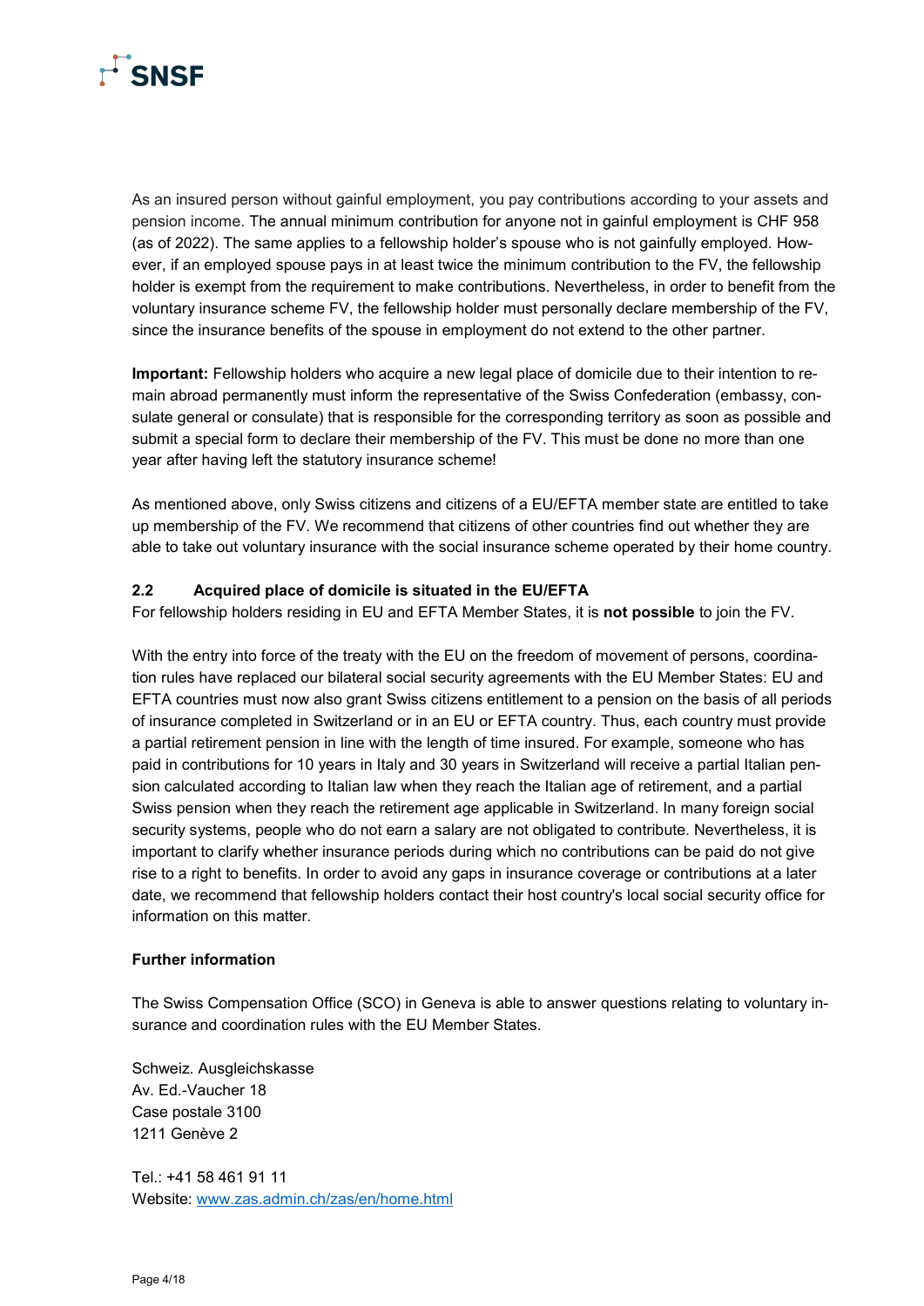As an insured person without gainful employment, you pay contributions according to your assets and pension income. The annual minimum contribution for anyone not in gainful employment is CHF 958 (as of 2022). The same applies to a fellowship holder's spouse who is not gainfully employed. However, if an employed spouse pays in at least twice the minimum contribution to the FV, the fellowship holder is exempt from the requirement to make contributions. Nevertheless, in order to benefit from the voluntary insurance scheme FV, the fellowship holder must personally declare membership of the FV, since the insurance benefits of the spouse in employment do not extend to the other partner.

**Important:** Fellowship holders who acquire a new legal place of domicile due to their intention to remain abroad permanently must inform the representative of the Swiss Confederation (embassy, consulate general or consulate) that is responsible for the corresponding territory as soon as possible and submit a special form to declare their membership of the FV. This must be done no more than one year after having left the statutory insurance scheme!

As mentioned above, only Swiss citizens and citizens of a EU/EFTA member state are entitled to take up membership of the FV. We recommend that citizens of other countries find out whether they are able to take out voluntary insurance with the social insurance scheme operated by their home country.

### 2.2 Acquired place of domicile is situated in the EU/EFTA

For fellowship holders residing in EU and EFTA Member States, it is **not possible** to join the FV.

With the entry into force of the treaty with the EU on the freedom of movement of persons, coordination rules have replaced our bilateral social security agreements with the EU Member States: EU and EFTA countries must now also grant Swiss citizens entitlement to a pension on the basis of all periods of insurance completed in Switzerland or in an EU or EFTA country. Thus, each country must provide a partial retirement pension in line with the length of time insured. For example, someone who has paid in contributions for 10 years in Italy and 30 years in Switzerland will receive a partial Italian pension calculated according to Italian law when they reach the Italian age of retirement, and a partial Swiss pension when they reach the retirement age applicable in Switzerland. In many foreign social security systems, people who do not earn a salary are not obligated to contribute. Nevertheless, it is important to clarify whether insurance periods during which no contributions can be paid do not give rise to a right to benefits. In order to avoid any gaps in insurance coverage or contributions at a later date, we recommend that fellowship holders contact their host country's local social security office for information on this matter.

**Further information**

The Swiss Compensation Office (SCO) in Geneva is able to answer questions relating to voluntary insurance and coordination rules with the EU Member States.

Schweiz. Ausgleichskasse
Av. Ed.-Vaucher 18
Case postale 3100
1211 Genève 2

Tel.: +41 58 461 91 11
Website: [www.zas.admin.ch/zas/en/home.html](http://www.zas.admin.ch/zas/en/home.html)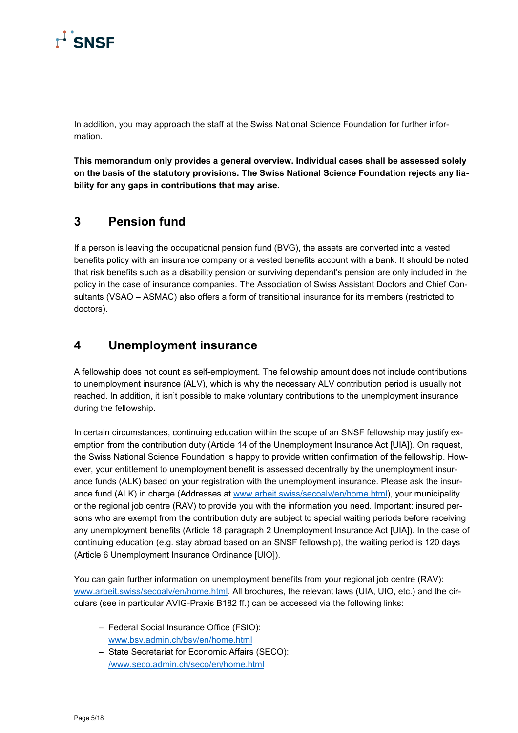In addition, you may approach the staff at the Swiss National Science Foundation for further information.

**This memorandum only provides a general overview. Individual cases shall be assessed solely on the basis of the statutory provisions. The Swiss National Science Foundation rejects any liability for any gaps in contributions that may arise.**

## 3 Pension fund

If a person is leaving the occupational pension fund (BVG), the assets are converted into a vested benefits policy with an insurance company or a vested benefits account with a bank. It should be noted that risk benefits such as a disability pension or surviving dependant's pension are only included in the policy in the case of insurance companies. The Association of Swiss Assistant Doctors and Chief Consultants (VSAO – ASMAC) also offers a form of transitional insurance for its members (restricted to doctors).

## 4 Unemployment insurance

A fellowship does not count as self-employment. The fellowship amount does not include contributions to unemployment insurance (ALV), which is why the necessary ALV contribution period is usually not reached. In addition, it isn't possible to make voluntary contributions to the unemployment insurance during the fellowship.

In certain circumstances, continuing education within the scope of an SNSF fellowship may justify exemption from the contribution duty (Article 14 of the Unemployment Insurance Act [UIA]). On request, the Swiss National Science Foundation is happy to provide written confirmation of the fellowship. However, your entitlement to unemployment benefit is assessed decentrally by the unemployment insurance funds (ALK) based on your registration with the unemployment insurance. Please ask the insurance fund (ALK) in charge (Addresses at www.arbeit.swiss/secoalv/en/home.html), your municipality or the regional job centre (RAV) to provide you with the information you need. Important: insured persons who are exempt from the contribution duty are subject to special waiting periods before receiving any unemployment benefits (Article 18 paragraph 2 Unemployment Insurance Act [UIA]). In the case of continuing education (e.g. stay abroad based on an SNSF fellowship), the waiting period is 120 days (Article 6 Unemployment Insurance Ordinance [UIO]).

You can gain further information on unemployment benefits from your regional job centre (RAV): www.arbeit.swiss/secoalv/en/home.html. All brochures, the relevant laws (UIA, UIO, etc.) and the circulars (see in particular AVIG-Praxis B182 ff.) can be accessed via the following links:

- Federal Social Insurance Office (FSIO): www.bsv.admin.ch/bsv/en/home.html
- State Secretariat for Economic Affairs (SECO): /www.seco.admin.ch/seco/en/home.html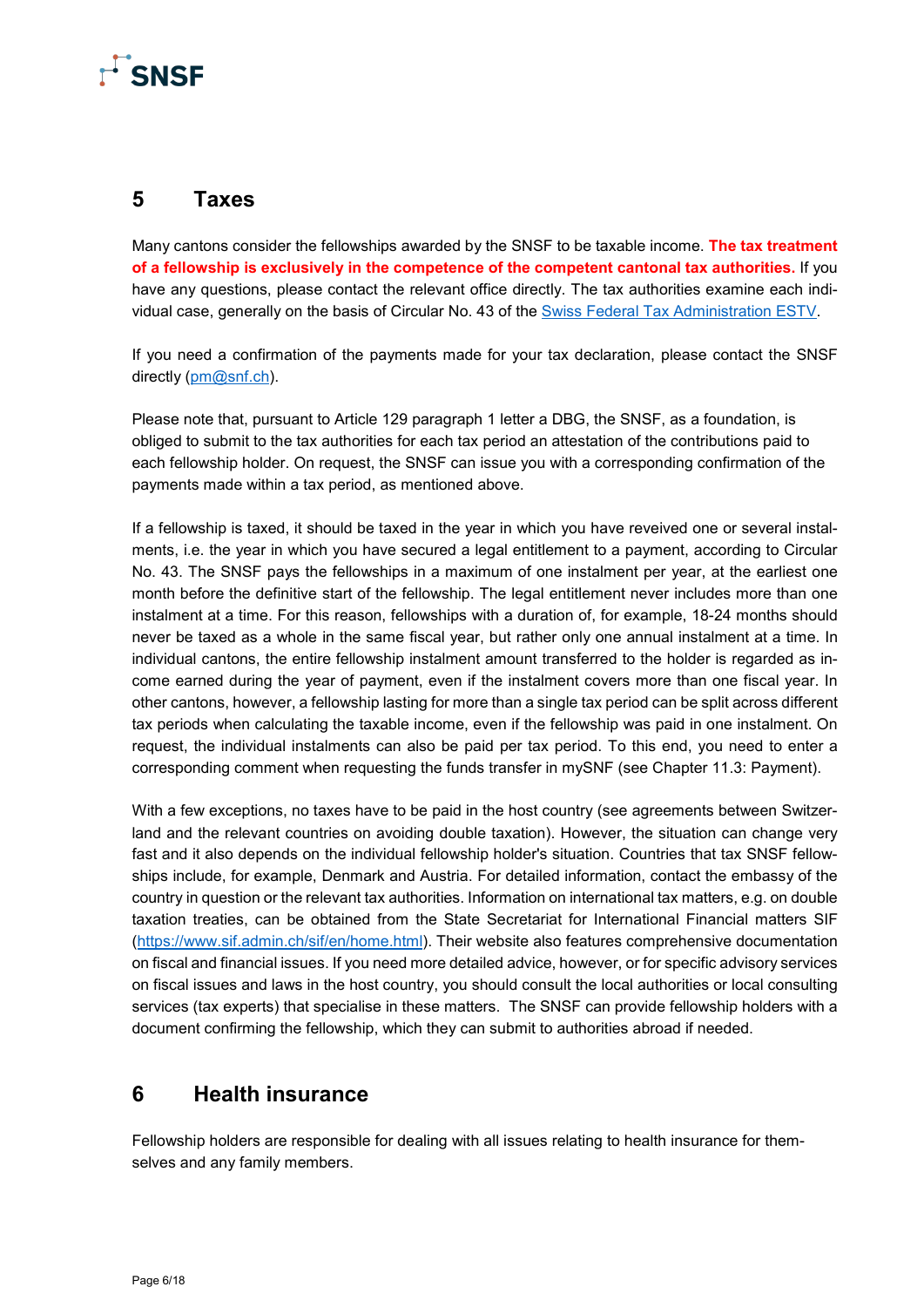## 5 Taxes

Many cantons consider the fellowships awarded by the SNSF to be taxable income. **The tax treatment of a fellowship is exclusively in the competence of the competent cantonal tax authorities.** If you have any questions, please contact the relevant office directly. The tax authorities examine each individual case, generally on the basis of Circular No. 43 of the [Swiss Federal Tax Administration ESTV](Swiss Federal Tax Administration ESTV).

If you need a confirmation of the payments made for your tax declaration, please contact the SNSF directly (pm@snf.ch).

Please note that, pursuant to Article 129 paragraph 1 letter a DBG, the SNSF, as a foundation, is obliged to submit to the tax authorities for each tax period an attestation of the contributions paid to each fellowship holder. On request, the SNSF can issue you with a corresponding confirmation of the payments made within a tax period, as mentioned above.

If a fellowship is taxed, it should be taxed in the year in which you have reveived one or several instalments, i.e. the year in which you have secured a legal entitlement to a payment, according to Circular No. 43. The SNSF pays the fellowships in a maximum of one instalment per year, at the earliest one month before the definitive start of the fellowship. The legal entitlement never includes more than one instalment at a time. For this reason, fellowships with a duration of, for example, 18-24 months should never be taxed as a whole in the same fiscal year, but rather only one annual instalment at a time. In individual cantons, the entire fellowship instalment amount transferred to the holder is regarded as income earned during the year of payment, even if the instalment covers more than one fiscal year. In other cantons, however, a fellowship lasting for more than a single tax period can be split across different tax periods when calculating the taxable income, even if the fellowship was paid in one instalment. On request, the individual instalments can also be paid per tax period. To this end, you need to enter a corresponding comment when requesting the funds transfer in mySNF (see Chapter 11.3: Payment).

With a few exceptions, no taxes have to be paid in the host country (see agreements between Switzerland and the relevant countries on avoiding double taxation). However, the situation can change very fast and it also depends on the individual fellowship holder's situation. Countries that tax SNSF fellowships include, for example, Denmark and Austria. For detailed information, contact the embassy of the country in question or the relevant tax authorities. Information on international tax matters, e.g. on double taxation treaties, can be obtained from the State Secretariat for International Financial matters SIF (https://www.sif.admin.ch/sif/en/home.html). Their website also features comprehensive documentation on fiscal and financial issues. If you need more detailed advice, however, or for specific advisory services on fiscal issues and laws in the host country, you should consult the local authorities or local consulting services (tax experts) that specialise in these matters. The SNSF can provide fellowship holders with a document confirming the fellowship, which they can submit to authorities abroad if needed.

## 6 Health insurance

Fellowship holders are responsible for dealing with all issues relating to health insurance for themselves and any family members.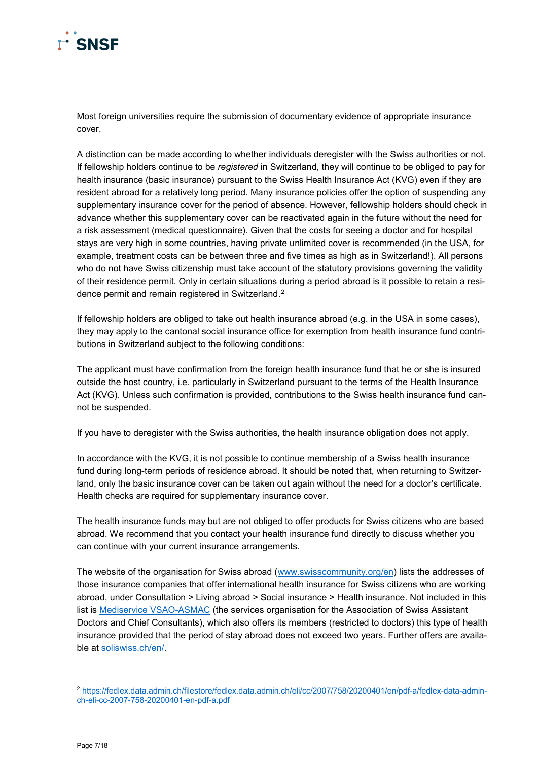Most foreign universities require the submission of documentary evidence of appropriate insurance cover.

A distinction can be made according to whether individuals deregister with the Swiss authorities or not. If fellowship holders continue to be *registered* in Switzerland, they will continue to be obliged to pay for health insurance (basic insurance) pursuant to the Swiss Health Insurance Act (KVG) even if they are resident abroad for a relatively long period. Many insurance policies offer the option of suspending any supplementary insurance cover for the period of absence. However, fellowship holders should check in advance whether this supplementary cover can be reactivated again in the future without the need for a risk assessment (medical questionnaire). Given that the costs for seeing a doctor and for hospital stays are very high in some countries, having private unlimited cover is recommended (in the USA, for example, treatment costs can be between three and five times as high as in Switzerland!). All persons who do not have Swiss citizenship must take account of the statutory provisions governing the validity of their residence permit. Only in certain situations during a period abroad is it possible to retain a residence permit and remain registered in Switzerland.[2]

If fellowship holders are obliged to take out health insurance abroad (e.g. in the USA in some cases), they may apply to the cantonal social insurance office for exemption from health insurance fund contributions in Switzerland subject to the following conditions:

The applicant must have confirmation from the foreign health insurance fund that he or she is insured outside the host country, i.e. particularly in Switzerland pursuant to the terms of the Health Insurance Act (KVG). Unless such confirmation is provided, contributions to the Swiss health insurance fund cannot be suspended.

If you have to deregister with the Swiss authorities, the health insurance obligation does not apply.

In accordance with the KVG, it is not possible to continue membership of a Swiss health insurance fund during long-term periods of residence abroad. It should be noted that, when returning to Switzerland, only the basic insurance cover can be taken out again without the need for a doctor's certificate. Health checks are required for supplementary insurance cover.

The health insurance funds may but are not obliged to offer products for Swiss citizens who are based abroad. We recommend that you contact your health insurance fund directly to discuss whether you can continue with your current insurance arrangements.

The website of the organisation for Swiss abroad ([www.swisscommunity.org/en](www.swisscommunity.org/en)) lists the addresses of those insurance companies that offer international health insurance for Swiss citizens who are working abroad, under Consultation > Living abroad > Social insurance > Health insurance. Not included in this list is Mediservice VSAO-ASMAC (the services organisation for the Association of Swiss Assistant Doctors and Chief Consultants), which also offers its members (restricted to doctors) this type of health insurance provided that the period of stay abroad does not exceed two years. Further offers are available at [soliswiss.ch/en/](soliswiss.ch/en/).

---

[2] https://fedlex.data.admin.ch/filestore/fedlex.data.admin.ch/eli/cc/2007/758/20200401/en/pdf-a/fedlex-data-admin-ch-eli-cc-2007-758-20200401-en-pdf-a.pdf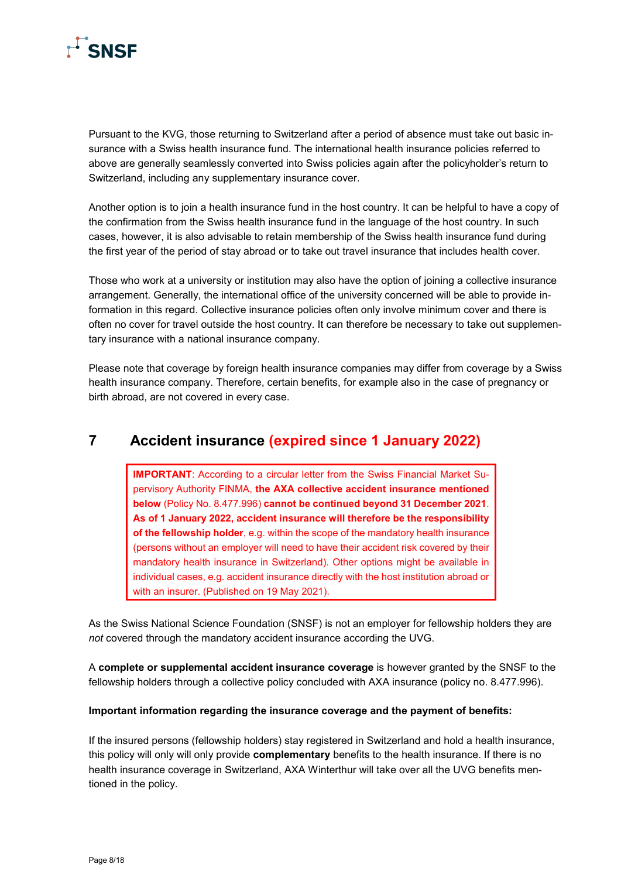Pursuant to the KVG, those returning to Switzerland after a period of absence must take out basic insurance with a Swiss health insurance fund. The international health insurance policies referred to above are generally seamlessly converted into Swiss policies again after the policyholder's return to Switzerland, including any supplementary insurance cover.

Another option is to join a health insurance fund in the host country. It can be helpful to have a copy of the confirmation from the Swiss health insurance fund in the language of the host country. In such cases, however, it is also advisable to retain membership of the Swiss health insurance fund during the first year of the period of stay abroad or to take out travel insurance that includes health cover.

Those who work at a university or institution may also have the option of joining a collective insurance arrangement. Generally, the international office of the university concerned will be able to provide information in this regard. Collective insurance policies often only involve minimum cover and there is often no cover for travel outside the host country. It can therefore be necessary to take out supplementary insurance with a national insurance company.

Please note that coverage by foreign health insurance companies may differ from coverage by a Swiss health insurance company. Therefore, certain benefits, for example also in the case of pregnancy or birth abroad, are not covered in every case.

## 7 Accident insurance (expired since 1 January 2022)

> **IMPORTANT**: According to a circular letter from the Swiss Financial Market Supervisory Authority FINMA, **the AXA collective accident insurance mentioned below** (Policy No. 8.477.996) **cannot be continued beyond 31 December 2021**. **As of 1 January 2022, accident insurance will therefore be the responsibility of the fellowship holder**, e.g. within the scope of the mandatory health insurance (persons without an employer will need to have their accident risk covered by their mandatory health insurance in Switzerland). Other options might be available in individual cases, e.g. accident insurance directly with the host institution abroad or with an insurer. (Published on 19 May 2021).

As the Swiss National Science Foundation (SNSF) is not an employer for fellowship holders they are *not* covered through the mandatory accident insurance according the UVG.

A **complete or supplemental accident insurance coverage** is however granted by the SNSF to the fellowship holders through a collective policy concluded with AXA insurance (policy no. 8.477.996).

**Important information regarding the insurance coverage and the payment of benefits:**

If the insured persons (fellowship holders) stay registered in Switzerland and hold a health insurance, this policy will only will only provide **complementary** benefits to the health insurance. If there is no health insurance coverage in Switzerland, AXA Winterthur will take over all the UVG benefits mentioned in the policy.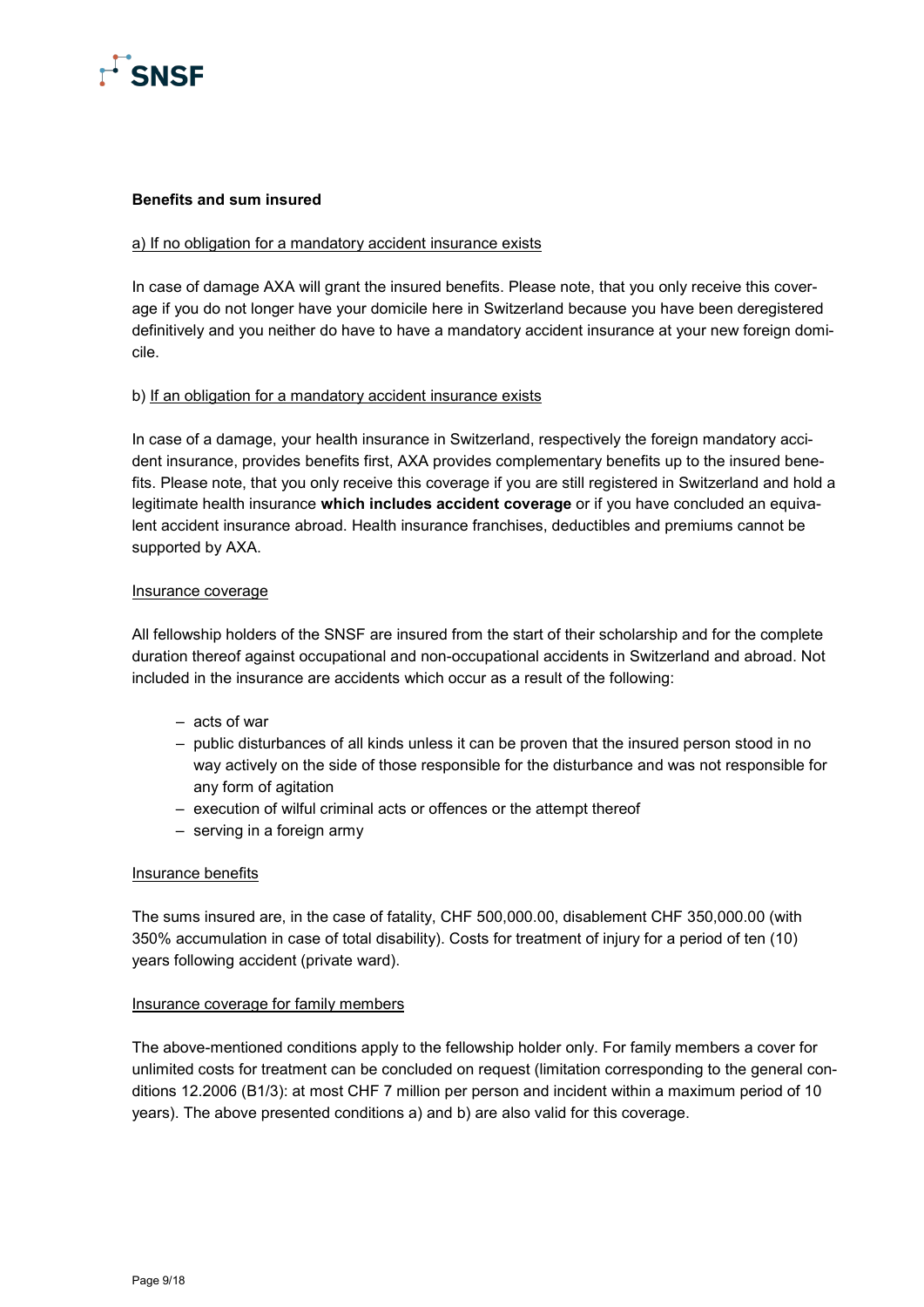**Benefits and sum insured**

a) If no obligation for a mandatory accident insurance exists

In case of damage AXA will grant the insured benefits. Please note, that you only receive this coverage if you do not longer have your domicile here in Switzerland because you have been deregistered definitively and you neither do have to have a mandatory accident insurance at your new foreign domicile.

b) If an obligation for a mandatory accident insurance exists

In case of a damage, your health insurance in Switzerland, respectively the foreign mandatory accident insurance, provides benefits first, AXA provides complementary benefits up to the insured benefits. Please note, that you only receive this coverage if you are still registered in Switzerland and hold a legitimate health insurance **which includes accident coverage** or if you have concluded an equivalent accident insurance abroad. Health insurance franchises, deductibles and premiums cannot be supported by AXA.

Insurance coverage

All fellowship holders of the SNSF are insured from the start of their scholarship and for the complete duration thereof against occupational and non-occupational accidents in Switzerland and abroad. Not included in the insurance are accidents which occur as a result of the following:

- acts of war
- public disturbances of all kinds unless it can be proven that the insured person stood in no way actively on the side of those responsible for the disturbance and was not responsible for any form of agitation
- execution of wilful criminal acts or offences or the attempt thereof
- serving in a foreign army

Insurance benefits

The sums insured are, in the case of fatality, CHF 500,000.00, disablement CHF 350,000.00 (with 350% accumulation in case of total disability). Costs for treatment of injury for a period of ten (10) years following accident (private ward).

Insurance coverage for family members

The above-mentioned conditions apply to the fellowship holder only. For family members a cover for unlimited costs for treatment can be concluded on request (limitation corresponding to the general conditions 12.2006 (B1/3): at most CHF 7 million per person and incident within a maximum period of 10 years). The above presented conditions a) and b) are also valid for this coverage.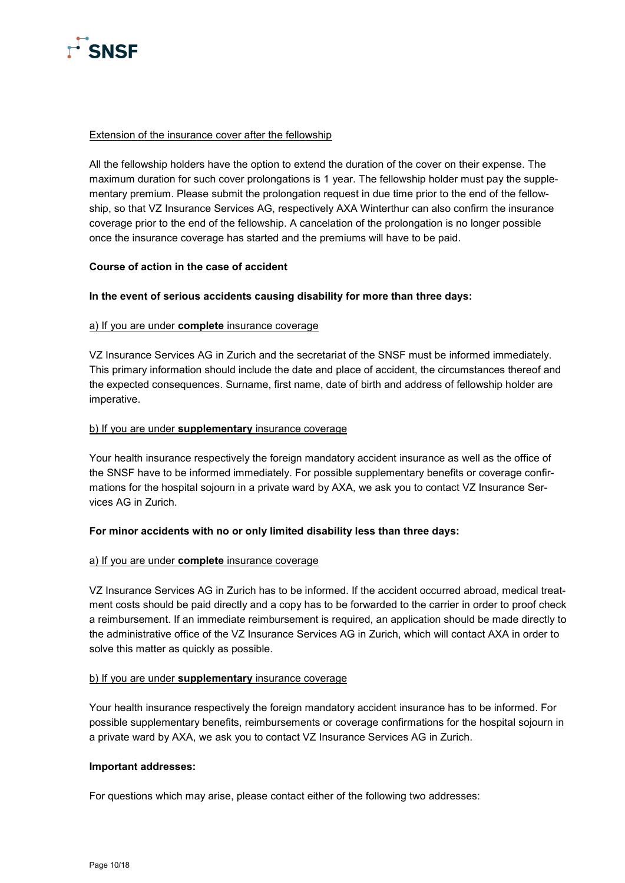Extension of the insurance cover after the fellowship

All the fellowship holders have the option to extend the duration of the cover on their expense. The maximum duration for such cover prolongations is 1 year. The fellowship holder must pay the supplementary premium. Please submit the prolongation request in due time prior to the end of the fellowship, so that VZ Insurance Services AG, respectively AXA Winterthur can also confirm the insurance coverage prior to the end of the fellowship. A cancelation of the prolongation is no longer possible once the insurance coverage has started and the premiums will have to be paid.

**Course of action in the case of accident**

**In the event of serious accidents causing disability for more than three days:**

a) If you are under **complete** insurance coverage

VZ Insurance Services AG in Zurich and the secretariat of the SNSF must be informed immediately. This primary information should include the date and place of accident, the circumstances thereof and the expected consequences. Surname, first name, date of birth and address of fellowship holder are imperative.

b) If you are under **supplementary** insurance coverage

Your health insurance respectively the foreign mandatory accident insurance as well as the office of the SNSF have to be informed immediately. For possible supplementary benefits or coverage confirmations for the hospital sojourn in a private ward by AXA, we ask you to contact VZ Insurance Services AG in Zurich.

**For minor accidents with no or only limited disability less than three days:**

a) If you are under **complete** insurance coverage

VZ Insurance Services AG in Zurich has to be informed. If the accident occurred abroad, medical treatment costs should be paid directly and a copy has to be forwarded to the carrier in order to proof check a reimbursement. If an immediate reimbursement is required, an application should be made directly to the administrative office of the VZ Insurance Services AG in Zurich, which will contact AXA in order to solve this matter as quickly as possible.

b) If you are under **supplementary** insurance coverage

Your health insurance respectively the foreign mandatory accident insurance has to be informed. For possible supplementary benefits, reimbursements or coverage confirmations for the hospital sojourn in a private ward by AXA, we ask you to contact VZ Insurance Services AG in Zurich.

**Important addresses:**

For questions which may arise, please contact either of the following two addresses: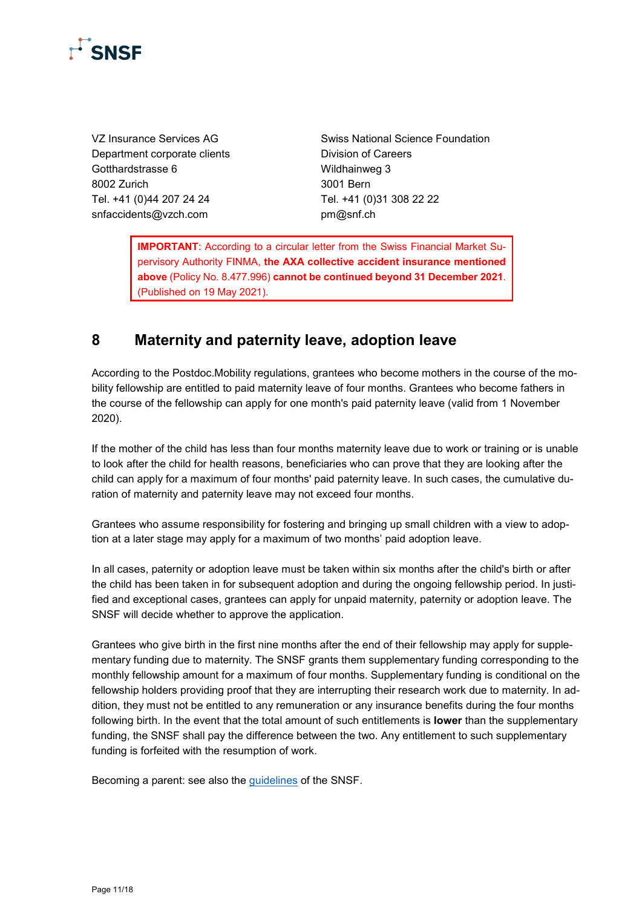VZ Insurance Services AG
Department corporate clients
Gotthardstrasse 6
8002 Zurich
Tel. +41 (0)44 207 24 24
snfaccidents@vzch.com

Swiss National Science Foundation
Division of Careers
Wildhainweg 3
3001 Bern
Tel. +41 (0)31 308 22 22
pm@snf.ch

> **IMPORTANT**: According to a circular letter from the Swiss Financial Market Supervisory Authority FINMA, **the AXA collective accident insurance mentioned above** (Policy No. 8.477.996) **cannot be continued beyond 31 December 2021**. (Published on 19 May 2021).

## 8 Maternity and paternity leave, adoption leave

According to the Postdoc.Mobility regulations, grantees who become mothers in the course of the mobility fellowship are entitled to paid maternity leave of four months. Grantees who become fathers in the course of the fellowship can apply for one month's paid paternity leave (valid from 1 November 2020).

If the mother of the child has less than four months maternity leave due to work or training or is unable to look after the child for health reasons, beneficiaries who can prove that they are looking after the child can apply for a maximum of four months' paid paternity leave. In such cases, the cumulative duration of maternity and paternity leave may not exceed four months.

Grantees who assume responsibility for fostering and bringing up small children with a view to adoption at a later stage may apply for a maximum of two months' paid adoption leave.

In all cases, paternity or adoption leave must be taken within six months after the child's birth or after the child has been taken in for subsequent adoption and during the ongoing fellowship period. In justified and exceptional cases, grantees can apply for unpaid maternity, paternity or adoption leave. The SNSF will decide whether to approve the application.

Grantees who give birth in the first nine months after the end of their fellowship may apply for supplementary funding due to maternity. The SNSF grants them supplementary funding corresponding to the monthly fellowship amount for a maximum of four months. Supplementary funding is conditional on the fellowship holders providing proof that they are interrupting their research work due to maternity. In addition, they must not be entitled to any remuneration or any insurance benefits during the four months following birth. In the event that the total amount of such entitlements is **lower** than the supplementary funding, the SNSF shall pay the difference between the two. Any entitlement to such supplementary funding is forfeited with the resumption of work.

Becoming a parent: see also the guidelines of the SNSF.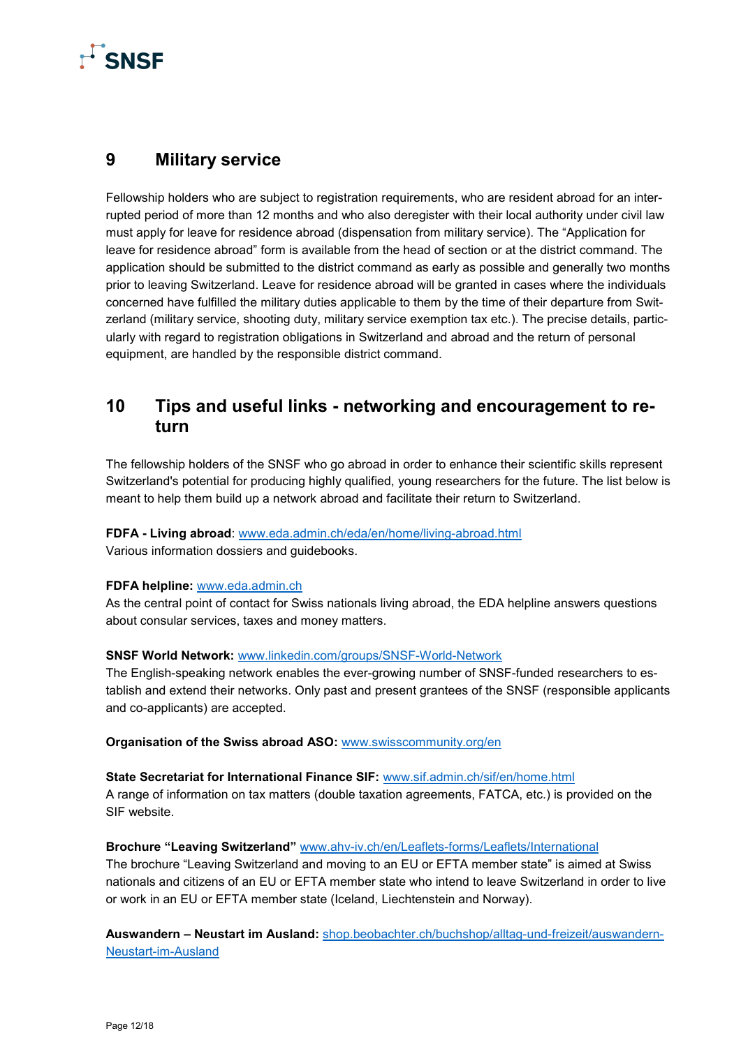## 9 Military service

Fellowship holders who are subject to registration requirements, who are resident abroad for an interrupted period of more than 12 months and who also deregister with their local authority under civil law must apply for leave for residence abroad (dispensation from military service). The "Application for leave for residence abroad" form is available from the head of section or at the district command. The application should be submitted to the district command as early as possible and generally two months prior to leaving Switzerland. Leave for residence abroad will be granted in cases where the individuals concerned have fulfilled the military duties applicable to them by the time of their departure from Switzerland (military service, shooting duty, military service exemption tax etc.). The precise details, particularly with regard to registration obligations in Switzerland and abroad and the return of personal equipment, are handled by the responsible district command.

## 10 Tips and useful links - networking and encouragement to return

The fellowship holders of the SNSF who go abroad in order to enhance their scientific skills represent Switzerland's potential for producing highly qualified, young researchers for the future. The list below is meant to help them build up a network abroad and facilitate their return to Switzerland.

**FDFA - Living abroad**: www.eda.admin.ch/eda/en/home/living-abroad.html
Various information dossiers and guidebooks.

**FDFA helpline:** www.eda.admin.ch
As the central point of contact for Swiss nationals living abroad, the EDA helpline answers questions about consular services, taxes and money matters.

**SNSF World Network:** www.linkedin.com/groups/SNSF-World-Network
The English-speaking network enables the ever-growing number of SNSF-funded researchers to establish and extend their networks. Only past and present grantees of the SNSF (responsible applicants and co-applicants) are accepted.

**Organisation of the Swiss abroad ASO:** www.swisscommunity.org/en

**State Secretariat for International Finance SIF:** www.sif.admin.ch/sif/en/home.html
A range of information on tax matters (double taxation agreements, FATCA, etc.) is provided on the SIF website.

**Brochure "Leaving Switzerland"** www.ahv-iv.ch/en/Leaflets-forms/Leaflets/International
The brochure "Leaving Switzerland and moving to an EU or EFTA member state" is aimed at Swiss nationals and citizens of an EU or EFTA member state who intend to leave Switzerland in order to live or work in an EU or EFTA member state (Iceland, Liechtenstein and Norway).

**Auswandern – Neustart im Ausland:** shop.beobachter.ch/buchshop/alltag-und-freizeit/auswandern-Neustart-im-Ausland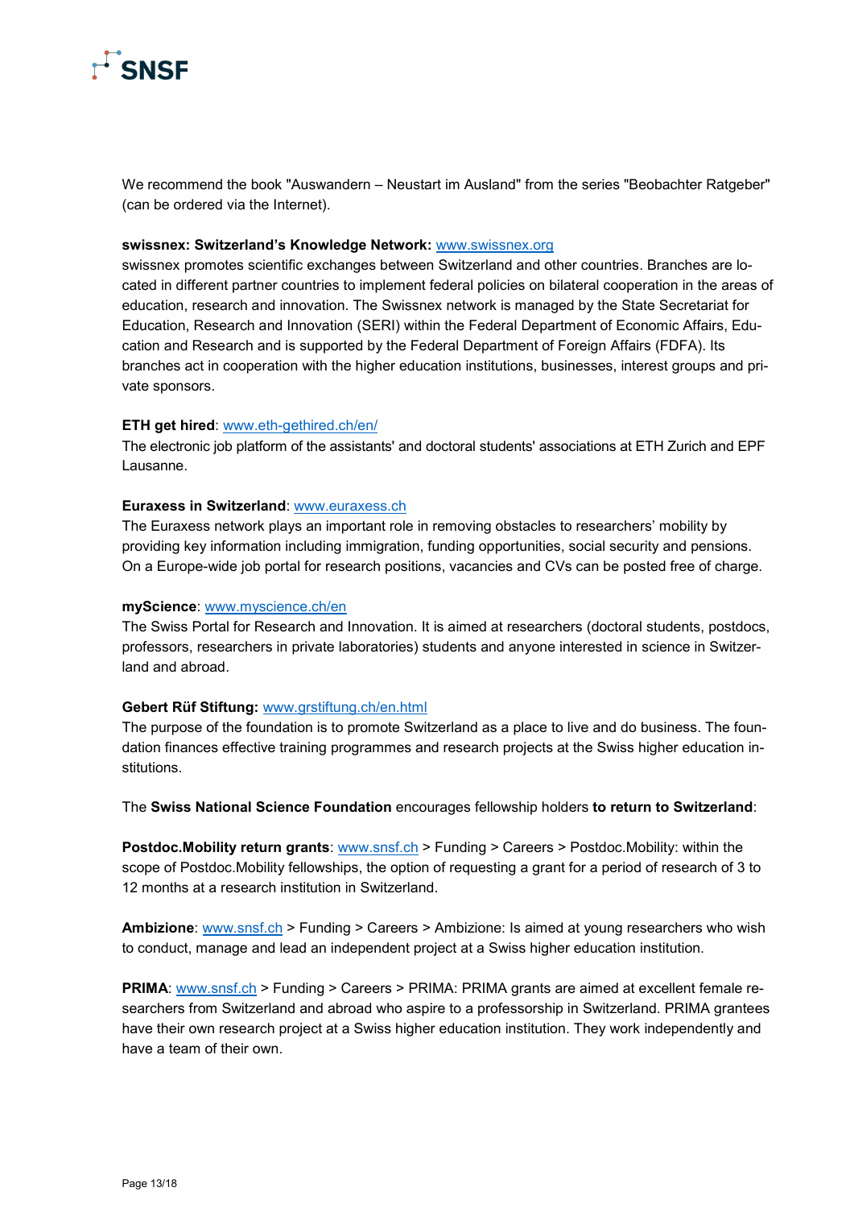We recommend the book "Auswandern – Neustart im Ausland" from the series "Beobachter Ratgeber" (can be ordered via the Internet).

**swissnex: Switzerland's Knowledge Network:** [www.swissnex.org](http://www.swissnex.org)
swissnex promotes scientific exchanges between Switzerland and other countries. Branches are located in different partner countries to implement federal policies on bilateral cooperation in the areas of education, research and innovation. The Swissnex network is managed by the State Secretariat for Education, Research and Innovation (SERI) within the Federal Department of Economic Affairs, Education and Research and is supported by the Federal Department of Foreign Affairs (FDFA). Its branches act in cooperation with the higher education institutions, businesses, interest groups and private sponsors.

**ETH get hired**: [www.eth-gethired.ch/en/](http://www.eth-gethired.ch/en/)
The electronic job platform of the assistants' and doctoral students' associations at ETH Zurich and EPF Lausanne.

**Euraxess in Switzerland**: [www.euraxess.ch](http://www.euraxess.ch)
The Euraxess network plays an important role in removing obstacles to researchers' mobility by providing key information including immigration, funding opportunities, social security and pensions. On a Europe-wide job portal for research positions, vacancies and CVs can be posted free of charge.

**myScience**: [www.myscience.ch/en](http://www.myscience.ch/en)
The Swiss Portal for Research and Innovation. It is aimed at researchers (doctoral students, postdocs, professors, researchers in private laboratories) students and anyone interested in science in Switzerland and abroad.

**Gebert Rüf Stiftung:** [www.grstiftung.ch/en.html](http://www.grstiftung.ch/en.html)
The purpose of the foundation is to promote Switzerland as a place to live and do business. The foundation finances effective training programmes and research projects at the Swiss higher education institutions.

The **Swiss National Science Foundation** encourages fellowship holders **to return to Switzerland**:

**Postdoc.Mobility return grants**: [www.snsf.ch](http://www.snsf.ch) > Funding > Careers > Postdoc.Mobility: within the scope of Postdoc.Mobility fellowships, the option of requesting a grant for a period of research of 3 to 12 months at a research institution in Switzerland.

**Ambizione**: [www.snsf.ch](http://www.snsf.ch) > Funding > Careers > Ambizione: Is aimed at young researchers who wish to conduct, manage and lead an independent project at a Swiss higher education institution.

**PRIMA**: [www.snsf.ch](http://www.snsf.ch) > Funding > Careers > PRIMA: PRIMA grants are aimed at excellent female researchers from Switzerland and abroad who aspire to a professorship in Switzerland. PRIMA grantees have their own research project at a Swiss higher education institution. They work independently and have a team of their own.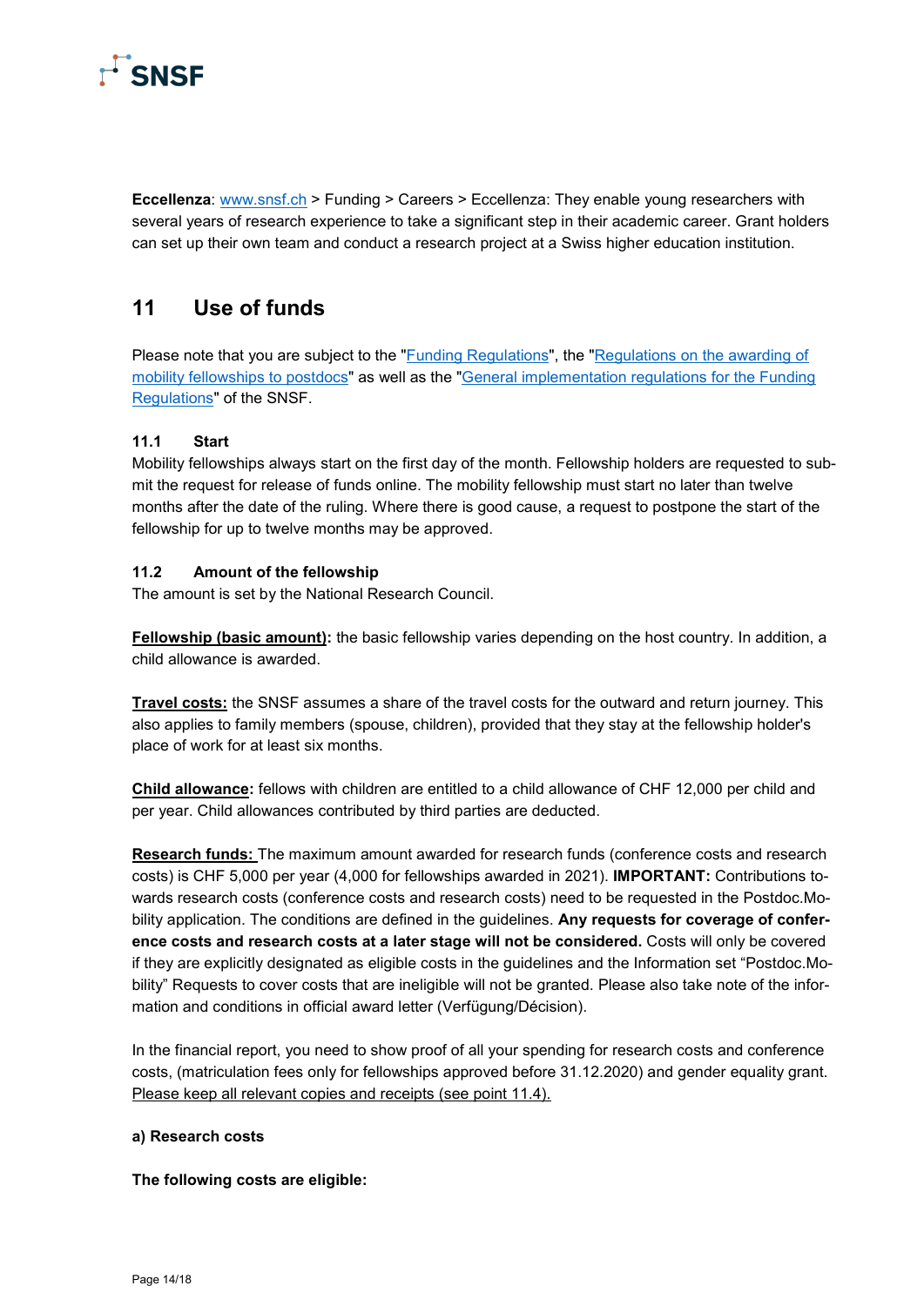**Eccellenza**: www.snsf.ch > Funding > Careers > Eccellenza: They enable young researchers with several years of research experience to take a significant step in their academic career. Grant holders can set up their own team and conduct a research project at a Swiss higher education institution.

## 11 Use of funds

Please note that you are subject to the "Funding Regulations", the "Regulations on the awarding of mobility fellowships to postdocs" as well as the "General implementation regulations for the Funding Regulations" of the SNSF.

### 11.1 Start

Mobility fellowships always start on the first day of the month. Fellowship holders are requested to submit the request for release of funds online. The mobility fellowship must start no later than twelve months after the date of the ruling. Where there is good cause, a request to postpone the start of the fellowship for up to twelve months may be approved.

### 11.2 Amount of the fellowship

The amount is set by the National Research Council.

**Fellowship (basic amount):** the basic fellowship varies depending on the host country. In addition, a child allowance is awarded.

**Travel costs:** the SNSF assumes a share of the travel costs for the outward and return journey. This also applies to family members (spouse, children), provided that they stay at the fellowship holder's place of work for at least six months.

**Child allowance:** fellows with children are entitled to a child allowance of CHF 12,000 per child and per year. Child allowances contributed by third parties are deducted.

**Research funds:** The maximum amount awarded for research funds (conference costs and research costs) is CHF 5,000 per year (4,000 for fellowships awarded in 2021). **IMPORTANT:** Contributions towards research costs (conference costs and research costs) need to be requested in the Postdoc.Mobility application. The conditions are defined in the guidelines. **Any requests for coverage of conference costs and research costs at a later stage will not be considered.** Costs will only be covered if they are explicitly designated as eligible costs in the guidelines and the Information set "Postdoc.Mobility" Requests to cover costs that are ineligible will not be granted. Please also take note of the information and conditions in official award letter (Verfügung/Décision).

In the financial report, you need to show proof of all your spending for research costs and conference costs, (matriculation fees only for fellowships approved before 31.12.2020) and gender equality grant. Please keep all relevant copies and receipts (see point 11.4).

**a) Research costs**

**The following costs are eligible:**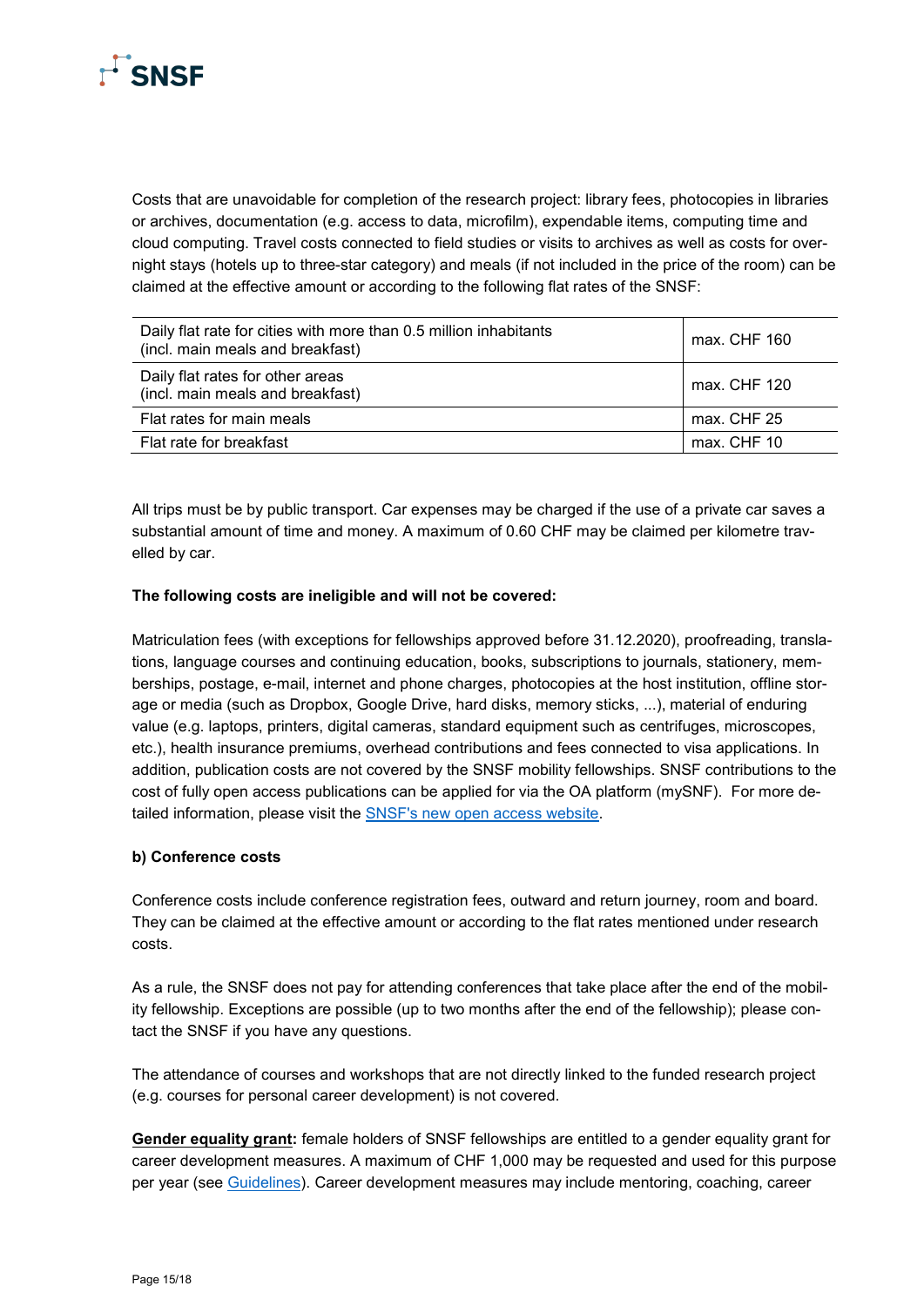Costs that are unavoidable for completion of the research project: library fees, photocopies in libraries or archives, documentation (e.g. access to data, microfilm), expendable items, computing time and cloud computing. Travel costs connected to field studies or visits to archives as well as costs for overnight stays (hotels up to three-star category) and meals (if not included in the price of the room) can be claimed at the effective amount or according to the following flat rates of the SNSF:

| | |
|---|---|
| Daily flat rate for cities with more than 0.5 million inhabitants (incl. main meals and breakfast) | max. CHF 160 |
| Daily flat rates for other areas (incl. main meals and breakfast) | max. CHF 120 |
| Flat rates for main meals | max. CHF 25 |
| Flat rate for breakfast | max. CHF 10 |

All trips must be by public transport. Car expenses may be charged if the use of a private car saves a substantial amount of time and money. A maximum of 0.60 CHF may be claimed per kilometre travelled by car.

**The following costs are ineligible and will not be covered:**

Matriculation fees (with exceptions for fellowships approved before 31.12.2020), proofreading, translations, language courses and continuing education, books, subscriptions to journals, stationery, memberships, postage, e-mail, internet and phone charges, photocopies at the host institution, offline storage or media (such as Dropbox, Google Drive, hard disks, memory sticks, ...), material of enduring value (e.g. laptops, printers, digital cameras, standard equipment such as centrifuges, microscopes, etc.), health insurance premiums, overhead contributions and fees connected to visa applications. In addition, publication costs are not covered by the SNSF mobility fellowships. SNSF contributions to the cost of fully open access publications can be applied for via the OA platform (mySNF). For more detailed information, please visit the SNSF's new open access website.

**b) Conference costs**

Conference costs include conference registration fees, outward and return journey, room and board. They can be claimed at the effective amount or according to the flat rates mentioned under research costs.

As a rule, the SNSF does not pay for attending conferences that take place after the end of the mobility fellowship. Exceptions are possible (up to two months after the end of the fellowship); please contact the SNSF if you have any questions.

The attendance of courses and workshops that are not directly linked to the funded research project (e.g. courses for personal career development) is not covered.

**Gender equality grant:** female holders of SNSF fellowships are entitled to a gender equality grant for career development measures. A maximum of CHF 1,000 may be requested and used for this purpose per year (see Guidelines). Career development measures may include mentoring, coaching, career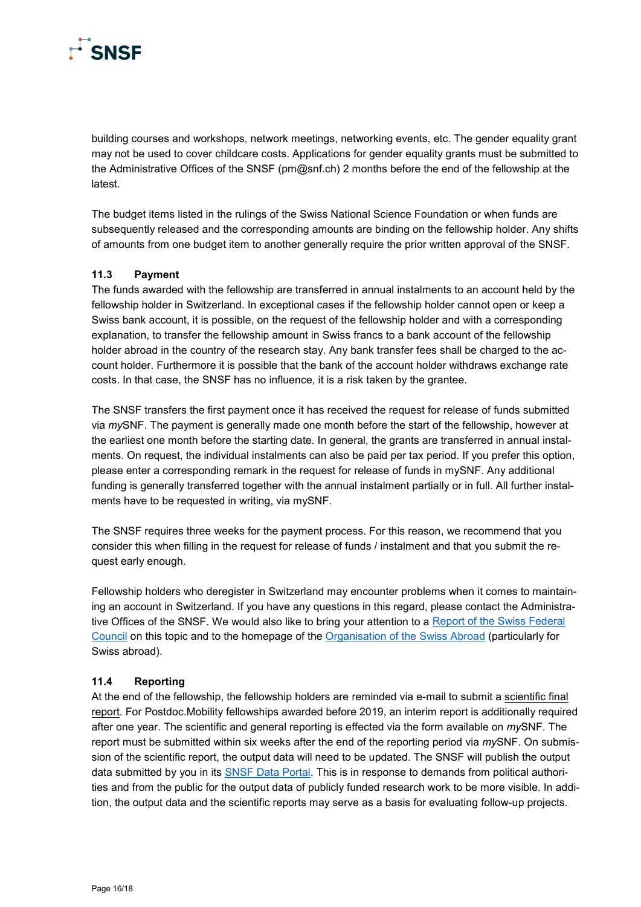building courses and workshops, network meetings, networking events, etc. The gender equality grant may not be used to cover childcare costs. Applications for gender equality grants must be submitted to the Administrative Offices of the SNSF (pm@snf.ch) 2 months before the end of the fellowship at the latest.

The budget items listed in the rulings of the Swiss National Science Foundation or when funds are subsequently released and the corresponding amounts are binding on the fellowship holder. Any shifts of amounts from one budget item to another generally require the prior written approval of the SNSF.

### 11.3 Payment

The funds awarded with the fellowship are transferred in annual instalments to an account held by the fellowship holder in Switzerland. In exceptional cases if the fellowship holder cannot open or keep a Swiss bank account, it is possible, on the request of the fellowship holder and with a corresponding explanation, to transfer the fellowship amount in Swiss francs to a bank account of the fellowship holder abroad in the country of the research stay. Any bank transfer fees shall be charged to the account holder. Furthermore it is possible that the bank of the account holder withdraws exchange rate costs. In that case, the SNSF has no influence, it is a risk taken by the grantee.

The SNSF transfers the first payment once it has received the request for release of funds submitted via *my*SNF. The payment is generally made one month before the start of the fellowship, however at the earliest one month before the starting date. In general, the grants are transferred in annual instalments. On request, the individual instalments can also be paid per tax period. If you prefer this option, please enter a corresponding remark in the request for release of funds in mySNF. Any additional funding is generally transferred together with the annual instalment partially or in full. All further instalments have to be requested in writing, via mySNF.

The SNSF requires three weeks for the payment process. For this reason, we recommend that you consider this when filling in the request for release of funds / instalment and that you submit the request early enough.

Fellowship holders who deregister in Switzerland may encounter problems when it comes to maintaining an account in Switzerland. If you have any questions in this regard, please contact the Administrative Offices of the SNSF. We would also like to bring your attention to a Report of the Swiss Federal Council on this topic and to the homepage of the Organisation of the Swiss Abroad (particularly for Swiss abroad).

### 11.4 Reporting

At the end of the fellowship, the fellowship holders are reminded via e-mail to submit a scientific final report. For Postdoc.Mobility fellowships awarded before 2019, an interim report is additionally required after one year. The scientific and general reporting is effected via the form available on *my*SNF. The report must be submitted within six weeks after the end of the reporting period via *my*SNF. On submission of the scientific report, the output data will need to be updated. The SNSF will publish the output data submitted by you in its SNSF Data Portal. This is in response to demands from political authorities and from the public for the output data of publicly funded research work to be more visible. In addition, the output data and the scientific reports may serve as a basis for evaluating follow-up projects.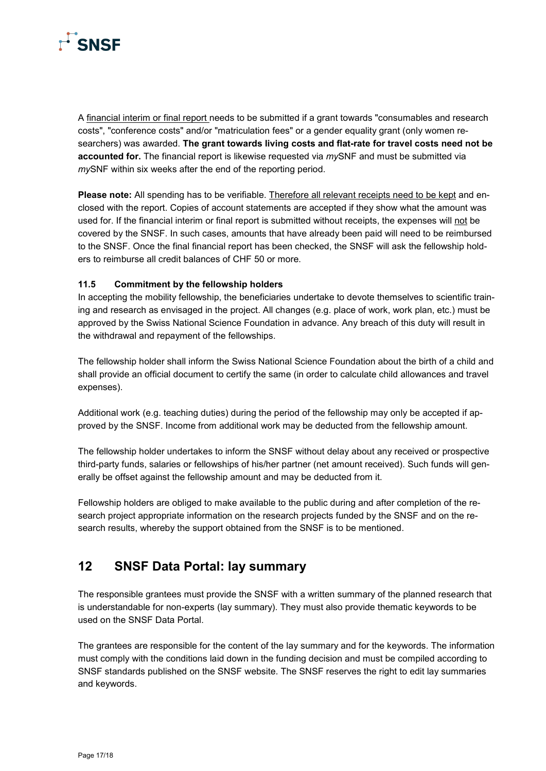A financial interim or final report needs to be submitted if a grant towards "consumables and research costs", "conference costs" and/or "matriculation fees" or a gender equality grant (only women researchers) was awarded. **The grant towards living costs and flat-rate for travel costs need not be accounted for.** The financial report is likewise requested via *my*SNF and must be submitted via *my*SNF within six weeks after the end of the reporting period.

**Please note:** All spending has to be verifiable. Therefore all relevant receipts need to be kept and enclosed with the report. Copies of account statements are accepted if they show what the amount was used for. If the financial interim or final report is submitted without receipts, the expenses will not be covered by the SNSF. In such cases, amounts that have already been paid will need to be reimbursed to the SNSF. Once the final financial report has been checked, the SNSF will ask the fellowship holders to reimburse all credit balances of CHF 50 or more.

### 11.5 Commitment by the fellowship holders

In accepting the mobility fellowship, the beneficiaries undertake to devote themselves to scientific training and research as envisaged in the project. All changes (e.g. place of work, work plan, etc.) must be approved by the Swiss National Science Foundation in advance. Any breach of this duty will result in the withdrawal and repayment of the fellowships.

The fellowship holder shall inform the Swiss National Science Foundation about the birth of a child and shall provide an official document to certify the same (in order to calculate child allowances and travel expenses).

Additional work (e.g. teaching duties) during the period of the fellowship may only be accepted if approved by the SNSF. Income from additional work may be deducted from the fellowship amount.

The fellowship holder undertakes to inform the SNSF without delay about any received or prospective third-party funds, salaries or fellowships of his/her partner (net amount received). Such funds will generally be offset against the fellowship amount and may be deducted from it.

Fellowship holders are obliged to make available to the public during and after completion of the research project appropriate information on the research projects funded by the SNSF and on the research results, whereby the support obtained from the SNSF is to be mentioned.

## 12 SNSF Data Portal: lay summary

The responsible grantees must provide the SNSF with a written summary of the planned research that is understandable for non-experts (lay summary). They must also provide thematic keywords to be used on the SNSF Data Portal.

The grantees are responsible for the content of the lay summary and for the keywords. The information must comply with the conditions laid down in the funding decision and must be compiled according to SNSF standards published on the SNSF website. The SNSF reserves the right to edit lay summaries and keywords.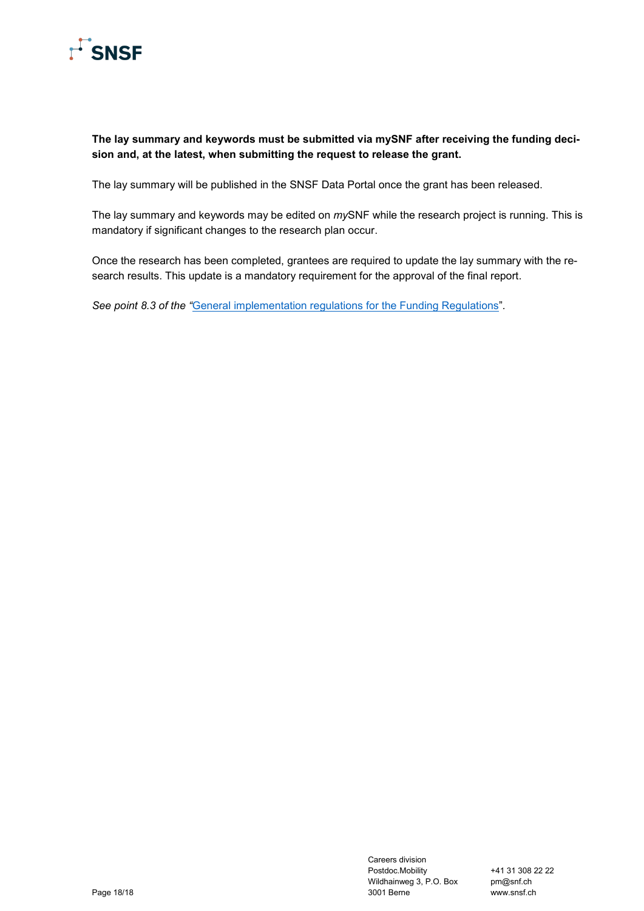**The lay summary and keywords must be submitted via mySNF after receiving the funding decision and, at the latest, when submitting the request to release the grant.**

The lay summary will be published in the SNSF Data Portal once the grant has been released.

The lay summary and keywords may be edited on *my*SNF while the research project is running. This is mandatory if significant changes to the research plan occur.

Once the research has been completed, grantees are required to update the lay summary with the research results. This update is a mandatory requirement for the approval of the final report.

*See point 8.3 of the "*General implementation regulations for the Funding Regulations".